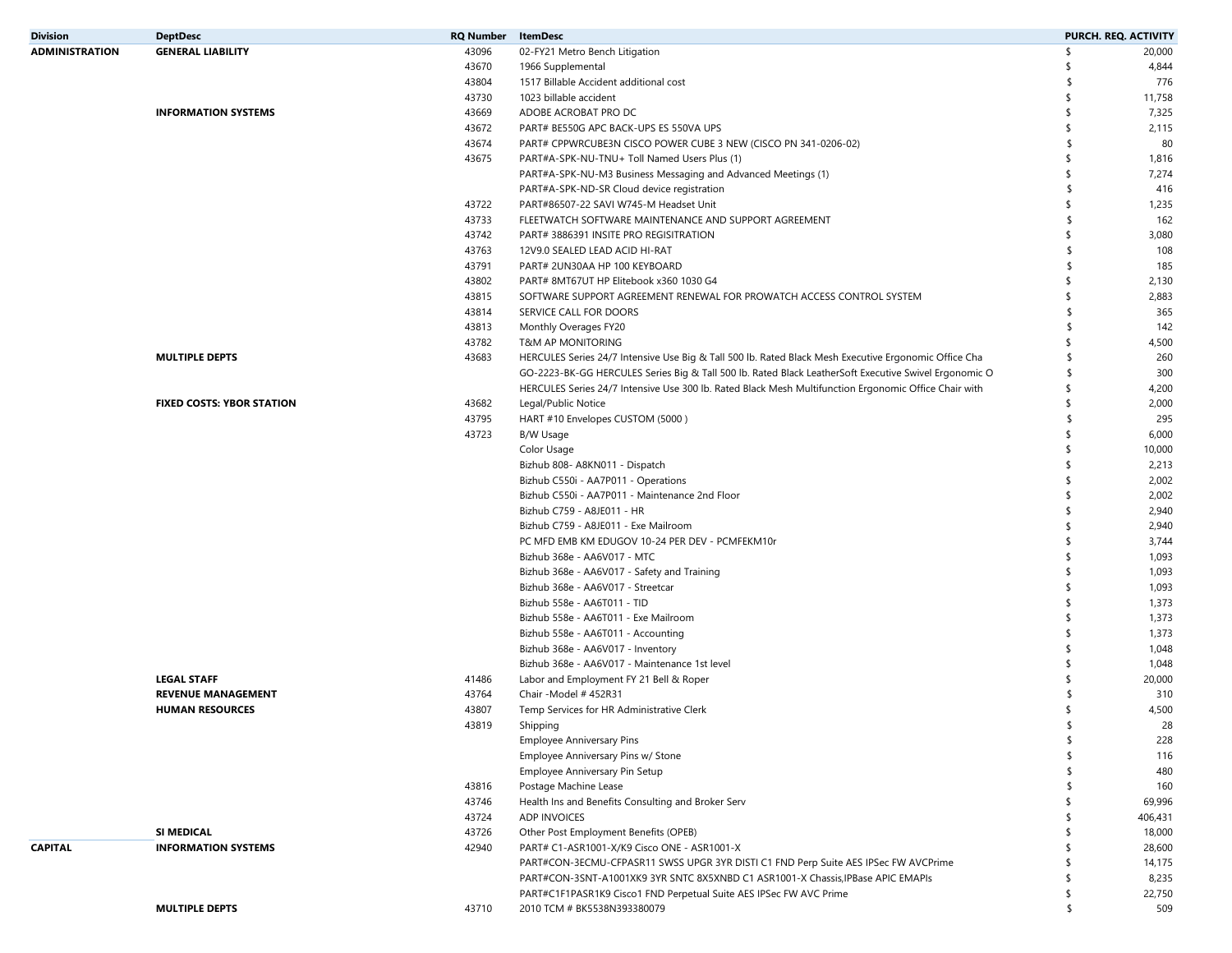| Division | DeptDesc | RQ Number | ItemDesc | PURCH. REQ. ACTIVITY |
|---|---|---|---|---|
| ADMINISTRATION | GENERAL LIABILITY | 43096 | 02-FY21 Metro Bench Litigation | $ 20,000 |
| | | 43670 | 1966 Supplemental | $ 4,844 |
| | | 43804 | 1517 Billable Accident additional cost | $ 776 |
| | | 43730 | 1023 billable accident | $ 11,758 |
| | INFORMATION SYSTEMS | 43669 | ADOBE ACROBAT PRO DC | $ 7,325 |
| | | 43672 | PART# BE550G APC BACK-UPS ES 550VA UPS | $ 2,115 |
| | | 43674 | PART# CPPWRCUBE3N CISCO POWER CUBE 3 NEW (CISCO PN 341-0206-02) | $ 80 |
| | | 43675 | PART#A-SPK-NU-TNU+ Toll Named Users Plus (1) | $ 1,816 |
| | | | PART#A-SPK-NU-M3 Business Messaging and Advanced Meetings (1) | $ 7,274 |
| | | | PART#A-SPK-ND-SR Cloud device registration | $ 416 |
| | | 43722 | PART#86507-22 SAVI W745-M Headset Unit | $ 1,235 |
| | | 43733 | FLEETWATCH SOFTWARE MAINTENANCE AND SUPPORT AGREEMENT | $ 162 |
| | | 43742 | PART# 3886391 INSITE PRO REGISITRATION | $ 3,080 |
| | | 43763 | 12V9.0 SEALED LEAD ACID HI-RAT | $ 108 |
| | | 43791 | PART# 2UN30AA HP 100 KEYBOARD | $ 185 |
| | | 43802 | PART# 8MT67UT HP Elitebook x360 1030 G4 | $ 2,130 |
| | | 43815 | SOFTWARE SUPPORT AGREEMENT RENEWAL FOR PROWATCH ACCESS CONTROL SYSTEM | $ 2,883 |
| | | 43814 | SERVICE CALL FOR DOORS | $ 365 |
| | | 43813 | Monthly Overages FY20 | $ 142 |
| | | 43782 | T&M AP MONITORING | $ 4,500 |
| | MULTIPLE DEPTS | 43683 | HERCULES Series 24/7 Intensive Use Big & Tall 500 lb. Rated Black Mesh Executive Ergonomic Office Cha | $ 260 |
| | | | GO-2223-BK-GG HERCULES Series Big & Tall 500 lb. Rated Black LeatherSoft Executive Swivel Ergonomic O | $ 300 |
| | | | HERCULES Series 24/7 Intensive Use 300 lb. Rated Black Mesh Multifunction Ergonomic Office Chair with | $ 4,200 |
| | FIXED COSTS: YBOR STATION | 43682 | Legal/Public Notice | $ 2,000 |
| | | 43795 | HART #10 Envelopes CUSTOM (5000 ) | $ 295 |
| | | 43723 | B/W Usage | $ 6,000 |
| | | | Color Usage | $ 10,000 |
| | | | Bizhub 808- A8KN011 - Dispatch | $ 2,213 |
| | | | Bizhub C550i - AA7P011 - Operations | $ 2,002 |
| | | | Bizhub C550i - AA7P011 - Maintenance 2nd Floor | $ 2,002 |
| | | | Bizhub C759 - A8JE011 - HR | $ 2,940 |
| | | | Bizhub C759 - A8JE011 - Exe Mailroom | $ 2,940 |
| | | | PC MFD EMB KM EDUGOV 10-24 PER DEV - PCMFEKM10r | $ 3,744 |
| | | | Bizhub 368e - AA6V017 - MTC | $ 1,093 |
| | | | Bizhub 368e - AA6V017 - Safety and Training | $ 1,093 |
| | | | Bizhub 368e - AA6V017 - Streetcar | $ 1,093 |
| | | | Bizhub 558e - AA6T011 - TID | $ 1,373 |
| | | | Bizhub 558e - AA6T011 - Exe Mailroom | $ 1,373 |
| | | | Bizhub 558e - AA6T011 - Accounting | $ 1,373 |
| | | | Bizhub 368e - AA6V017 - Inventory | $ 1,048 |
| | | | Bizhub 368e - AA6V017 - Maintenance 1st level | $ 1,048 |
| | LEGAL STAFF | 41486 | Labor and Employment FY 21 Bell & Roper | $ 20,000 |
| | REVENUE MANAGEMENT | 43764 | Chair -Model # 452R31 | $ 310 |
| | HUMAN RESOURCES | 43807 | Temp Services for HR Administrative Clerk | $ 4,500 |
| | | 43819 | Shipping | $ 28 |
| | | | Employee Anniversary Pins | $ 228 |
| | | | Employee Anniversary Pins w/ Stone | $ 116 |
| | | | Employee Anniversary Pin Setup | $ 480 |
| | | 43816 | Postage Machine Lease | $ 160 |
| | | 43746 | Health Ins and Benefits Consulting and Broker Serv | $ 69,996 |
| | | 43724 | ADP INVOICES | $ 406,431 |
| | SI MEDICAL | 43726 | Other Post Employment Benefits (OPEB) | $ 18,000 |
| CAPITAL | INFORMATION SYSTEMS | 42940 | PART# C1-ASR1001-X/K9 Cisco ONE - ASR1001-X | $ 28,600 |
| | | | PART#CON-3ECMU-CFPASR11 SWSS UPGR 3YR DISTI C1 FND Perp Suite AES IPSec FW AVCPrime | $ 14,175 |
| | | | PART#CON-3SNT-A1001XK9 3YR SNTC 8X5XNBD C1 ASR1001-X Chassis,IPBase APIC EMAPIs | $ 8,235 |
| | | | PART#C1F1PASR1K9 Cisco1 FND Perpetual Suite AES IPSec FW AVC Prime | $ 22,750 |
| | MULTIPLE DEPTS | 43710 | 2010 TCM # BK5538N393380079 | $ 509 |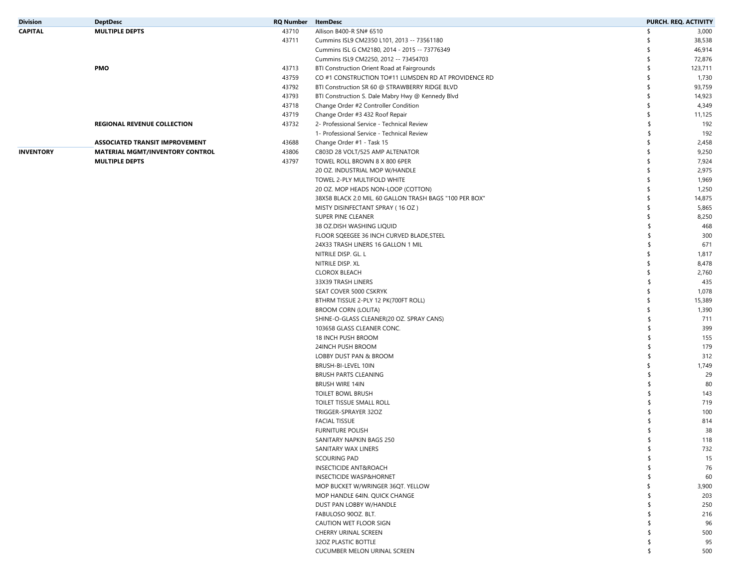| Division | DeptDesc | RQ Number | ItemDesc | PURCH. REQ. ACTIVITY |
|---|---|---|---|---|
| **CAPITAL** | **MULTIPLE DEPTS** | 43710 | Allison B400-R SN# 6510 | $ 3,000 |
| | | 43711 | Cummins ISL9 CM2350 L101, 2013 -- 73561180 | $ 38,538 |
| | | | Cummins ISL G CM2180, 2014 - 2015 -- 73776349 | $ 46,914 |
| | | | Cummins ISL9 CM2250, 2012 -- 73454703 | $ 72,876 |
| | **PMO** | 43713 | BTI Construction Orient Road at Fairgrounds | $ 123,711 |
| | | 43759 | CO #1 CONSTRUCTION TO#11 LUMSDEN RD AT PROVIDENCE RD | $ 1,730 |
| | | 43792 | BTI Construction SR 60 @ STRAWBERRY RIDGE BLVD | $ 93,759 |
| | | 43793 | BTI Construction S. Dale Mabry Hwy @ Kennedy Blvd | $ 14,923 |
| | | 43718 | Change Order #2 Controller Condition | $ 4,349 |
| | | 43719 | Change Order #3 432 Roof Repair | $ 11,125 |
| | **REGIONAL REVENUE COLLECTION** | 43732 | 2- Professional Service - Technical Review | $ 192 |
| | | | 1- Professional Service - Technical Review | $ 192 |
| | **ASSOCIATED TRANSIT IMPROVEMENT** | 43688 | Change Order #1 - Task 15 | $ 2,458 |
| **INVENTORY** | **MATERIAL MGMT/INVENTORY CONTROL** | 43806 | C803D 28 VOLT/525 AMP ALTENATOR | $ 9,250 |
| | **MULTIPLE DEPTS** | 43797 | TOWEL ROLL BROWN 8 X 800 6PER | $ 7,924 |
| | | | 20 OZ. INDUSTRIAL MOP W/HANDLE | $ 2,975 |
| | | | TOWEL 2-PLY MULTIFOLD WHITE | $ 1,969 |
| | | | 20 OZ. MOP HEADS NON-LOOP (COTTON) | $ 1,250 |
| | | | 38X58 BLACK 2.0 MIL. 60 GALLON TRASH BAGS "100 PER BOX" | $ 14,875 |
| | | | MISTY DISINFECTANT SPRAY ( 16 OZ ) | $ 5,865 |
| | | | SUPER PINE CLEANER | $ 8,250 |
| | | | 38 OZ.DISH WASHING LIQUID | $ 468 |
| | | | FLOOR SQEEGEE 36 INCH CURVED BLADE,STEEL | $ 300 |
| | | | 24X33 TRASH LINERS 16 GALLON 1 MIL | $ 671 |
| | | | NITRILE DISP. GL. L | $ 1,817 |
| | | | NITRILE DISP. XL | $ 8,478 |
| | | | CLOROX BLEACH | $ 2,760 |
| | | | 33X39 TRASH LINERS | $ 435 |
| | | | SEAT COVER 5000 CSKRYK | $ 1,078 |
| | | | BTHRM TISSUE 2-PLY 12 PK(700FT ROLL) | $ 15,389 |
| | | | BROOM CORN (LOLITA) | $ 1,390 |
| | | | SHINE-O-GLASS CLEANER(20 OZ. SPRAY CANS) | $ 711 |
| | | | 103658 GLASS CLEANER CONC. | $ 399 |
| | | | 18 INCH PUSH BROOM | $ 155 |
| | | | 24INCH PUSH BROOM | $ 179 |
| | | | LOBBY DUST PAN & BROOM | $ 312 |
| | | | BRUSH-BI-LEVEL 10IN | $ 1,749 |
| | | | BRUSH PARTS CLEANING | $ 29 |
| | | | BRUSH WIRE 14IN | $ 80 |
| | | | TOILET BOWL BRUSH | $ 143 |
| | | | TOILET TISSUE SMALL ROLL | $ 719 |
| | | | TRIGGER-SPRAYER 32OZ | $ 100 |
| | | | FACIAL TISSUE | $ 814 |
| | | | FURNITURE POLISH | $ 38 |
| | | | SANITARY NAPKIN BAGS 250 | $ 118 |
| | | | SANITARY WAX LINERS | $ 732 |
| | | | SCOURING PAD | $ 15 |
| | | | INSECTICIDE ANT&ROACH | $ 76 |
| | | | INSECTICIDE WASP&HORNET | $ 60 |
| | | | MOP BUCKET W/WRINGER 36QT. YELLOW | $ 3,900 |
| | | | MOP HANDLE 64IN. QUICK CHANGE | $ 203 |
| | | | DUST PAN LOBBY W/HANDLE | $ 250 |
| | | | FABULOSO 90OZ. BLT. | $ 216 |
| | | | CAUTION WET FLOOR SIGN | $ 96 |
| | | | CHERRY URINAL SCREEN | $ 500 |
| | | | 32OZ PLASTIC BOTTLE | $ 95 |
| | | | CUCUMBER MELON URINAL SCREEN | $ 500 |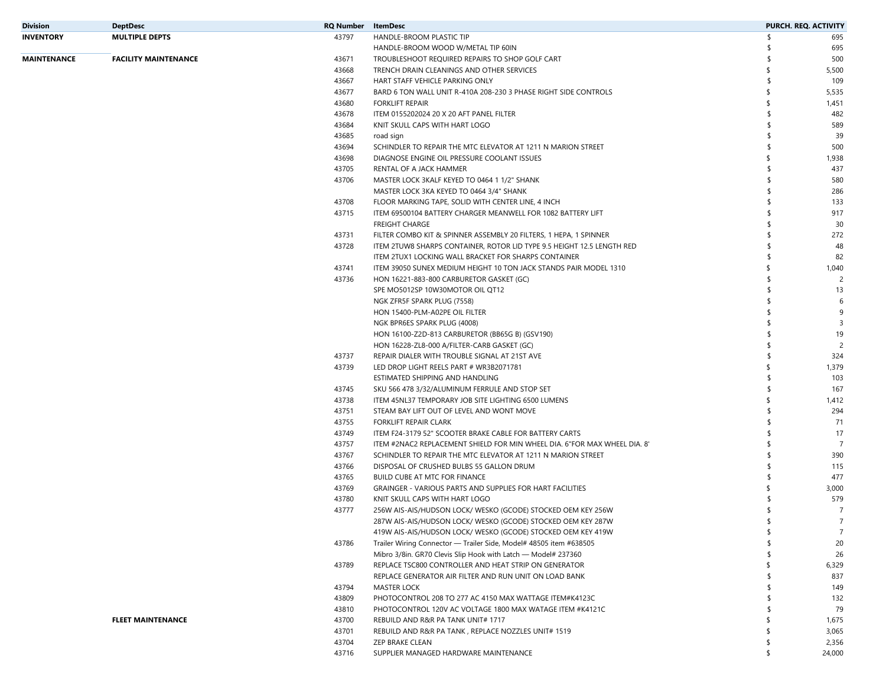| Division | DeptDesc | RQ Number | ItemDesc | PURCH. REQ. ACTIVITY |
|---|---|---|---|---|
| **INVENTORY** | **MULTIPLE DEPTS** | 43797 | HANDLE-BROOM PLASTIC TIP | $ 695 |
| | | | HANDLE-BROOM WOOD W/METAL TIP 60IN | $ 695 |
| **MAINTENANCE** | **FACILITY MAINTENANCE** | 43671 | TROUBLESHOOT REQUIRED REPAIRS TO SHOP GOLF CART | $ 500 |
| | | 43668 | TRENCH DRAIN CLEANINGS AND OTHER SERVICES | $ 5,500 |
| | | 43667 | HART STAFF VEHICLE PARKING ONLY | $ 109 |
| | | 43677 | BARD 6 TON WALL UNIT R-410A 208-230 3 PHASE RIGHT SIDE CONTROLS | $ 5,535 |
| | | 43680 | FORKLIFT REPAIR | $ 1,451 |
| | | 43678 | ITEM 0155202024 20 X 20 AFT PANEL FILTER | $ 482 |
| | | 43684 | KNIT SKULL CAPS WITH HART LOGO | $ 589 |
| | | 43685 | road sign | $ 39 |
| | | 43694 | SCHINDLER TO REPAIR THE MTC ELEVATOR AT 1211 N MARION STREET | $ 500 |
| | | 43698 | DIAGNOSE ENGINE OIL PRESSURE COOLANT ISSUES | $ 1,938 |
| | | 43705 | RENTAL OF A JACK HAMMER | $ 437 |
| | | 43706 | MASTER LOCK 3KALF KEYED TO 0464 1 1/2" SHANK | $ 580 |
| | | | MASTER LOCK 3KA KEYED TO 0464 3/4" SHANK | $ 286 |
| | | 43708 | FLOOR MARKING TAPE, SOLID WITH CENTER LINE, 4 INCH | $ 133 |
| | | 43715 | ITEM 69500104 BATTERY CHARGER MEANWELL FOR 1082 BATTERY LIFT | $ 917 |
| | | | FREIGHT CHARGE | $ 30 |
| | | 43731 | FILTER COMBO KIT & SPINNER ASSEMBLY 20 FILTERS, 1 HEPA, 1 SPINNER | $ 272 |
| | | 43728 | ITEM 2TUW8 SHARPS CONTAINER, ROTOR LID TYPE 9.5 HEIGHT 12.5 LENGTH RED | $ 48 |
| | | | ITEM 2TUX1 LOCKING WALL BRACKET FOR SHARPS CONTAINER | $ 82 |
| | | 43741 | ITEM 39050 SUNEX MEDIUM HEIGHT 10 TON JACK STANDS PAIR MODEL 1310 | $ 1,040 |
| | | 43736 | HON 16221-883-800 CARBURETOR GASKET (GC) | $ 2 |
| | | | SPE MO5012SP 10W30MOTOR OIL QT12 | $ 13 |
| | | | NGK ZFR5F SPARK PLUG (7558) | $ 6 |
| | | | HON 15400-PLM-A02PE OIL FILTER | $ 9 |
| | | | NGK BPR6ES SPARK PLUG (4008) | $ 3 |
| | | | HON 16100-Z2D-813 CARBURETOR (BB65G B) (GSV190) | $ 19 |
| | | | HON 16228-ZL8-000 A/FILTER-CARB GASKET (GC) | $ 2 |
| | | 43737 | REPAIR DIALER WITH TROUBLE SIGNAL AT 21ST AVE | $ 324 |
| | | 43739 | LED DROP LIGHT REELS PART # WR3B2071781 | $ 1,379 |
| | | | ESTIMATED SHIPPING AND HANDLING | $ 103 |
| | | 43745 | SKU 566 478 3/32/ALUMINUM FERRULE AND STOP SET | $ 167 |
| | | 43738 | ITEM 45NL37 TEMPORARY JOB SITE LIGHTING 6500 LUMENS | $ 1,412 |
| | | 43751 | STEAM BAY LIFT OUT OF LEVEL AND WONT MOVE | $ 294 |
| | | 43755 | FORKLIFT REPAIR CLARK | $ 71 |
| | | 43749 | ITEM F24-3179 52" SCOOTER BRAKE CABLE FOR BATTERY CARTS | $ 17 |
| | | 43757 | ITEM #2NAC2 REPLACEMENT SHIELD FOR MIN WHEEL DIA. 6"FOR MAX WHEEL DIA. 8' | $ 7 |
| | | 43767 | SCHINDLER TO REPAIR THE MTC ELEVATOR AT 1211 N MARION STREET | $ 390 |
| | | 43766 | DISPOSAL OF CRUSHED BULBS 55 GALLON DRUM | $ 115 |
| | | 43765 | BUILD CUBE AT MTC FOR FINANCE | $ 477 |
| | | 43769 | GRAINGER - VARIOUS PARTS AND SUPPLIES FOR HART FACILITIES | $ 3,000 |
| | | 43780 | KNIT SKULL CAPS WITH HART LOGO | $ 579 |
| | | 43777 | 256W AIS-AIS/HUDSON LOCK/ WESKO (GCODE) STOCKED OEM KEY 256W | $ 7 |
| | | | 287W AIS-AIS/HUDSON LOCK/ WESKO (GCODE) STOCKED OEM KEY 287W | $ 7 |
| | | | 419W AIS-AIS/HUDSON LOCK/ WESKO (GCODE) STOCKED OEM KEY 419W | $ 7 |
| | | 43786 | Trailer Wiring Connector — Trailer Side, Model# 48505 item #638505 | $ 20 |
| | | | Mibro 3/8in. GR70 Clevis Slip Hook with Latch — Model# 237360 | $ 26 |
| | | 43789 | REPLACE TSC800 CONTROLLER AND HEAT STRIP ON GENERATOR | $ 6,329 |
| | | | REPLACE GENERATOR AIR FILTER AND RUN UNIT ON LOAD BANK | $ 837 |
| | | 43794 | MASTER LOCK | $ 149 |
| | | 43809 | PHOTOCONTROL 208 TO 277 AC 4150 MAX WATTAGE ITEM#K4123C | $ 132 |
| | | 43810 | PHOTOCONTROL 120V AC VOLTAGE 1800 MAX WATAGE ITEM #K4121C | $ 79 |
| | **FLEET MAINTENANCE** | 43700 | REBUILD AND R&R PA TANK UNIT# 1717 | $ 1,675 |
| | | 43701 | REBUILD AND R&R PA TANK , REPLACE NOZZLES UNIT# 1519 | $ 3,065 |
| | | 43704 | ZEP BRAKE CLEAN | $ 2,356 |
| | | 43716 | SUPPLIER MANAGED HARDWARE MAINTENANCE | $ 24,000 |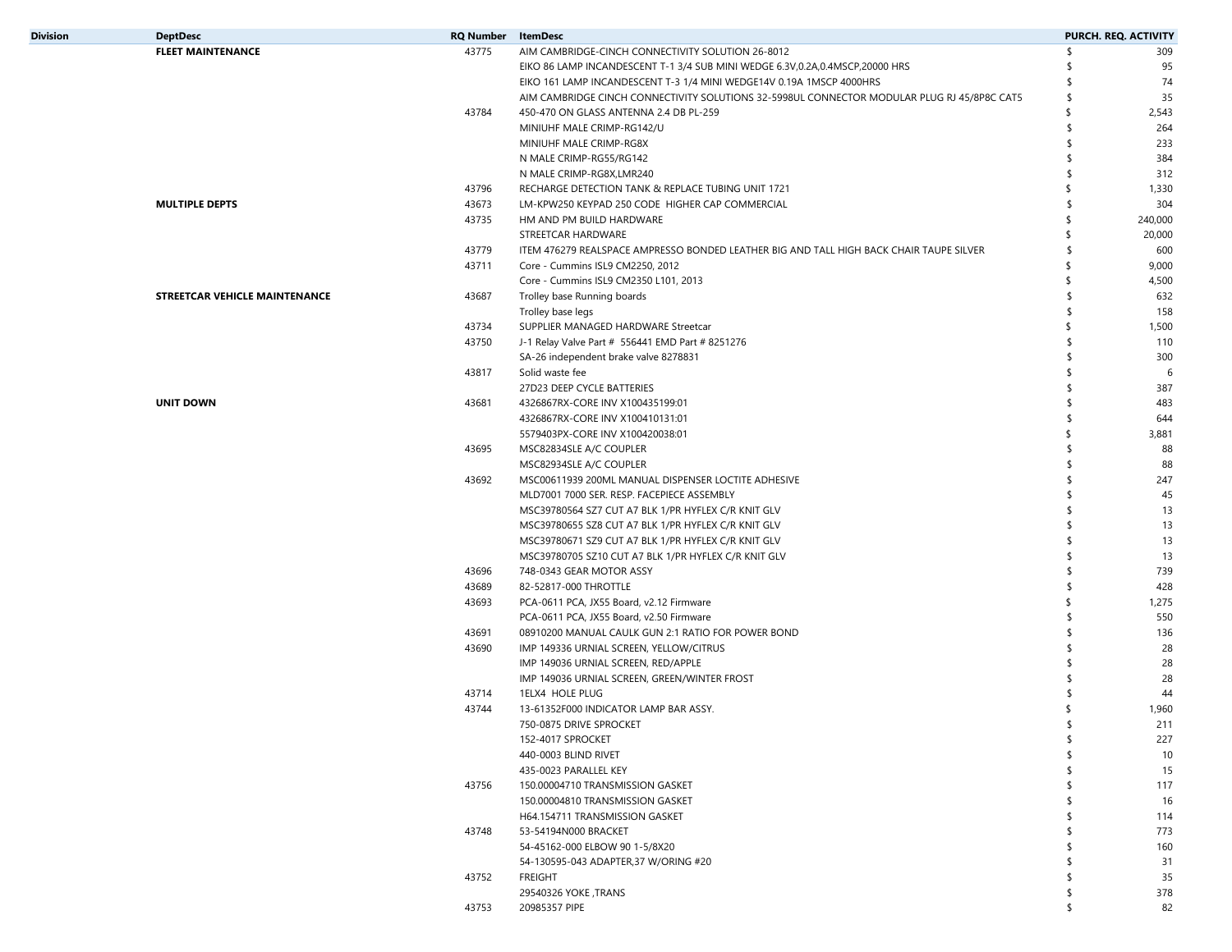| Division | DeptDesc | RQ Number | ItemDesc | PURCH. REQ. ACTIVITY |
|---|---|---|---|---|
| | **FLEET MAINTENANCE** | 43775 | AIM CAMBRIDGE-CINCH CONNECTIVITY SOLUTION 26-8012 | $ 309 |
| | | | EIKO 86 LAMP INCANDESCENT T-1 3/4 SUB MINI WEDGE 6.3V,0.2A,0.4MSCP,20000 HRS | $ 95 |
| | | | EIKO 161 LAMP INCANDESCENT T-3 1/4 MINI WEDGE14V 0.19A 1MSCP 4000HRS | $ 74 |
| | | | AIM CAMBRIDGE CINCH CONNECTIVITY SOLUTIONS 32-5998UL CONNECTOR MODULAR PLUG RJ 45/8P8C CAT5 | $ 35 |
| | | 43784 | 450-470 ON GLASS ANTENNA 2.4 DB PL-259 | $ 2,543 |
| | | | MINIUHF MALE CRIMP-RG142/U | $ 264 |
| | | | MINIUHF MALE CRIMP-RG8X | $ 233 |
| | | | N MALE CRIMP-RG55/RG142 | $ 384 |
| | | | N MALE CRIMP-RG8X,LMR240 | $ 312 |
| | | 43796 | RECHARGE DETECTION TANK & REPLACE TUBING UNIT 1721 | $ 1,330 |
| | **MULTIPLE DEPTS** | 43673 | LM-KPW250 KEYPAD 250 CODE HIGHER CAP COMMERCIAL | $ 304 |
| | | 43735 | HM AND PM BUILD HARDWARE | $ 240,000 |
| | | | STREETCAR HARDWARE | $ 20,000 |
| | | 43779 | ITEM 476279 REALSPACE AMPRESSO BONDED LEATHER BIG AND TALL HIGH BACK CHAIR TAUPE SILVER | $ 600 |
| | | 43711 | Core - Cummins ISL9 CM2250, 2012 | $ 9,000 |
| | | | Core - Cummins ISL9 CM2350 L101, 2013 | $ 4,500 |
| | **STREETCAR VEHICLE MAINTENANCE** | 43687 | Trolley base Running boards | $ 632 |
| | | | Trolley base legs | $ 158 |
| | | 43734 | SUPPLIER MANAGED HARDWARE Streetcar | $ 1,500 |
| | | 43750 | J-1 Relay Valve Part # 556441 EMD Part # 8251276 | $ 110 |
| | | | SA-26 independent brake valve 8278831 | $ 300 |
| | | 43817 | Solid waste fee | $ 6 |
| | | | 27D23 DEEP CYCLE BATTERIES | $ 387 |
| | **UNIT DOWN** | 43681 | 4326867RX-CORE INV X100435199:01 | $ 483 |
| | | | 4326867RX-CORE INV X100410131:01 | $ 644 |
| | | | 5579403PX-CORE INV X100420038:01 | $ 3,881 |
| | | 43695 | MSC82834SLE A/C COUPLER | $ 88 |
| | | | MSC82934SLE A/C COUPLER | $ 88 |
| | | 43692 | MSC00611939 200ML MANUAL DISPENSER LOCTITE ADHESIVE | $ 247 |
| | | | MLD7001 7000 SER. RESP. FACEPIECE ASSEMBLY | $ 45 |
| | | | MSC39780564 SZ7 CUT A7 BLK 1/PR HYFLEX C/R KNIT GLV | $ 13 |
| | | | MSC39780655 SZ8 CUT A7 BLK 1/PR HYFLEX C/R KNIT GLV | $ 13 |
| | | | MSC39780671 SZ9 CUT A7 BLK 1/PR HYFLEX C/R KNIT GLV | $ 13 |
| | | | MSC39780705 SZ10 CUT A7 BLK 1/PR HYFLEX C/R KNIT GLV | $ 13 |
| | | 43696 | 748-0343 GEAR MOTOR ASSY | $ 739 |
| | | 43689 | 82-52817-000 THROTTLE | $ 428 |
| | | 43693 | PCA-0611 PCA, JX55 Board, v2.12 Firmware | $ 1,275 |
| | | | PCA-0611 PCA, JX55 Board, v2.50 Firmware | $ 550 |
| | | 43691 | 08910200 MANUAL CAULK GUN 2:1 RATIO FOR POWER BOND | $ 136 |
| | | 43690 | IMP 149336 URNIAL SCREEN, YELLOW/CITRUS | $ 28 |
| | | | IMP 149036 URNIAL SCREEN, RED/APPLE | $ 28 |
| | | | IMP 149036 URNIAL SCREEN, GREEN/WINTER FROST | $ 28 |
| | | 43714 | 1ELX4 HOLE PLUG | $ 44 |
| | | 43744 | 13-61352F000 INDICATOR LAMP BAR ASSY. | $ 1,960 |
| | | | 750-0875 DRIVE SPROCKET | $ 211 |
| | | | 152-4017 SPROCKET | $ 227 |
| | | | 440-0003 BLIND RIVET | $ 10 |
| | | | 435-0023 PARALLEL KEY | $ 15 |
| | | 43756 | 150.00004710 TRANSMISSION GASKET | $ 117 |
| | | | 150.00004810 TRANSMISSION GASKET | $ 16 |
| | | | H64.154711 TRANSMISSION GASKET | $ 114 |
| | | 43748 | 53-54194N000 BRACKET | $ 773 |
| | | | 54-45162-000 ELBOW 90 1-5/8X20 | $ 160 |
| | | | 54-130595-043 ADAPTER,37 W/ORING #20 | $ 31 |
| | | 43752 | FREIGHT | $ 35 |
| | | | 29540326 YOKE ,TRANS | $ 378 |
| | | 43753 | 20985357 PIPE | $ 82 |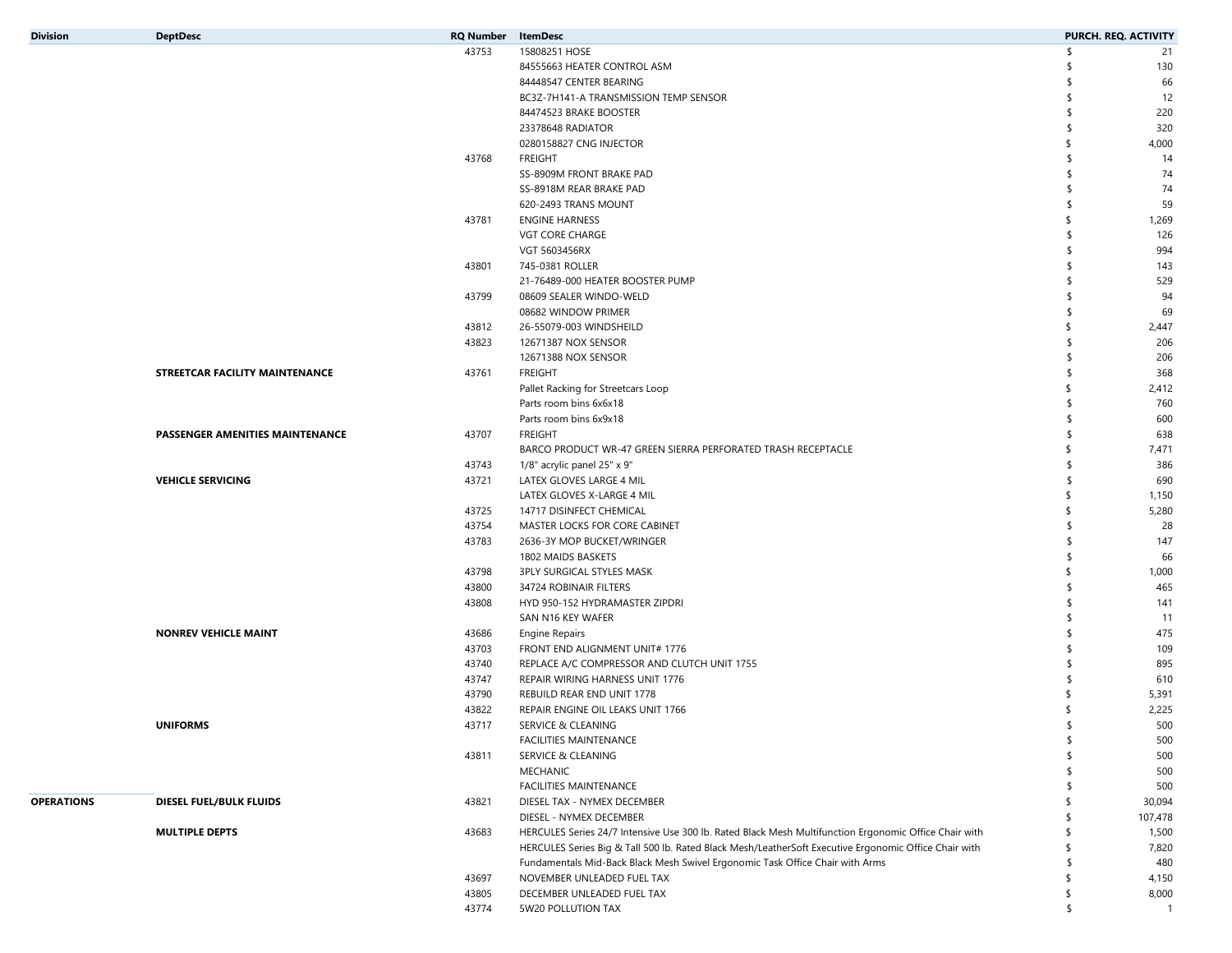| Division | DeptDesc | RQ Number | ItemDesc | PURCH. REQ. ACTIVITY |
|---|---|---|---|---|
| | | 43753 | 15808251 HOSE | $ 21 |
| | | | 84555663 HEATER CONTROL ASM | $ 130 |
| | | | 84448547 CENTER BEARING | $ 66 |
| | | | BC3Z-7H141-A TRANSMISSION TEMP SENSOR | $ 12 |
| | | | 84474523 BRAKE BOOSTER | $ 220 |
| | | | 23378648 RADIATOR | $ 320 |
| | | | 0280158827 CNG INJECTOR | $ 4,000 |
| | | 43768 | FREIGHT | $ 14 |
| | | | SS-8909M FRONT BRAKE PAD | $ 74 |
| | | | SS-8918M REAR BRAKE PAD | $ 74 |
| | | | 620-2493 TRANS MOUNT | $ 59 |
| | | 43781 | ENGINE HARNESS | $ 1,269 |
| | | | VGT CORE CHARGE | $ 126 |
| | | | VGT 5603456RX | $ 994 |
| | | 43801 | 745-0381 ROLLER | $ 143 |
| | | | 21-76489-000 HEATER BOOSTER PUMP | $ 529 |
| | | 43799 | 08609 SEALER WINDO-WELD | $ 94 |
| | | | 08682 WINDOW PRIMER | $ 69 |
| | | 43812 | 26-55079-003 WINDSHEILD | $ 2,447 |
| | | 43823 | 12671387 NOX SENSOR | $ 206 |
| | | | 12671388 NOX SENSOR | $ 206 |
| | **STREETCAR FACILITY MAINTENANCE** | 43761 | FREIGHT | $ 368 |
| | | | Pallet Racking for Streetcars Loop | $ 2,412 |
| | | | Parts room bins 6x6x18 | $ 760 |
| | | | Parts room bins 6x9x18 | $ 600 |
| | **PASSENGER AMENITIES MAINTENANCE** | 43707 | FREIGHT | $ 638 |
| | | | BARCO PRODUCT WR-47 GREEN SIERRA PERFORATED TRASH RECEPTACLE | $ 7,471 |
| | | 43743 | 1/8" acrylic panel 25" x 9" | $ 386 |
| | **VEHICLE SERVICING** | 43721 | LATEX GLOVES LARGE 4 MIL | $ 690 |
| | | | LATEX GLOVES X-LARGE 4 MIL | $ 1,150 |
| | | 43725 | 14717 DISINFECT CHEMICAL | $ 5,280 |
| | | 43754 | MASTER LOCKS FOR CORE CABINET | $ 28 |
| | | 43783 | 2636-3Y MOP BUCKET/WRINGER | $ 147 |
| | | | 1802 MAIDS BASKETS | $ 66 |
| | | 43798 | 3PLY SURGICAL STYLES MASK | $ 1,000 |
| | | 43800 | 34724 ROBINAIR FILTERS | $ 465 |
| | | 43808 | HYD 950-152 HYDRAMASTER ZIPDRI | $ 141 |
| | | | SAN N16 KEY WAFER | $ 11 |
| | **NONREV VEHICLE MAINT** | 43686 | Engine Repairs | $ 475 |
| | | 43703 | FRONT END ALIGNMENT UNIT# 1776 | $ 109 |
| | | 43740 | REPLACE A/C COMPRESSOR AND CLUTCH UNIT 1755 | $ 895 |
| | | 43747 | REPAIR WIRING HARNESS UNIT 1776 | $ 610 |
| | | 43790 | REBUILD REAR END UNIT 1778 | $ 5,391 |
| | | 43822 | REPAIR ENGINE OIL LEAKS UNIT 1766 | $ 2,225 |
| | **UNIFORMS** | 43717 | SERVICE & CLEANING | $ 500 |
| | | | FACILITIES MAINTENANCE | $ 500 |
| | | 43811 | SERVICE & CLEANING | $ 500 |
| | | | MECHANIC | $ 500 |
| | | | FACILITIES MAINTENANCE | $ 500 |
| **OPERATIONS** | **DIESEL FUEL/BULK FLUIDS** | 43821 | DIESEL TAX - NYMEX DECEMBER | $ 30,094 |
| | | | DIESEL - NYMEX DECEMBER | $ 107,478 |
| | **MULTIPLE DEPTS** | 43683 | HERCULES Series 24/7 Intensive Use 300 lb. Rated Black Mesh Multifunction Ergonomic Office Chair with | $ 1,500 |
| | | | HERCULES Series Big & Tall 500 lb. Rated Black Mesh/LeatherSoft Executive Ergonomic Office Chair with | $ 7,820 |
| | | | Fundamentals Mid-Back Black Mesh Swivel Ergonomic Task Office Chair with Arms | $ 480 |
| | | 43697 | NOVEMBER UNLEADED FUEL TAX | $ 4,150 |
| | | 43805 | DECEMBER UNLEADED FUEL TAX | $ 8,000 |
| | | 43774 | 5W20 POLLUTION TAX | $ 1 |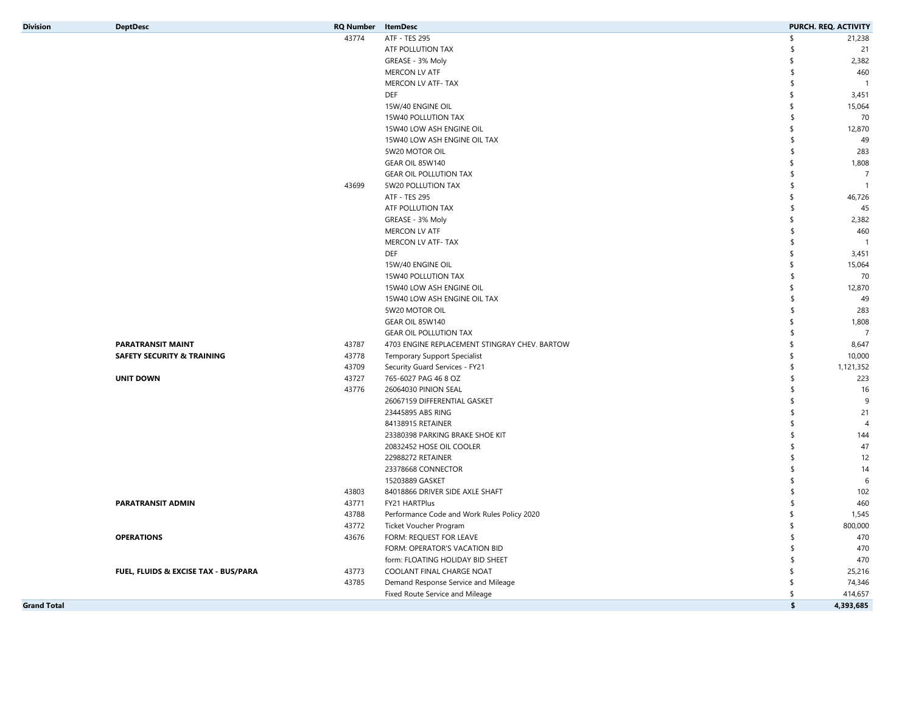| Division | DeptDesc | RQ Number | ItemDesc | PURCH. REQ. ACTIVITY |
|---|---|---|---|---|
| | | 43774 | ATF - TES 295 | $ 21,238 |
| | | | ATF POLLUTION TAX | $ 21 |
| | | | GREASE - 3% Moly | $ 2,382 |
| | | | MERCON LV ATF | $ 460 |
| | | | MERCON LV ATF- TAX | $ 1 |
| | | | DEF | $ 3,451 |
| | | | 15W/40 ENGINE OIL | $ 15,064 |
| | | | 15W40 POLLUTION TAX | $ 70 |
| | | | 15W40 LOW ASH ENGINE OIL | $ 12,870 |
| | | | 15W40 LOW ASH ENGINE OIL TAX | $ 49 |
| | | | 5W20 MOTOR OIL | $ 283 |
| | | | GEAR OIL 85W140 | $ 1,808 |
| | | | GEAR OIL POLLUTION TAX | $ 7 |
| | | 43699 | 5W20 POLLUTION TAX | $ 1 |
| | | | ATF - TES 295 | $ 46,726 |
| | | | ATF POLLUTION TAX | $ 45 |
| | | | GREASE - 3% Moly | $ 2,382 |
| | | | MERCON LV ATF | $ 460 |
| | | | MERCON LV ATF- TAX | $ 1 |
| | | | DEF | $ 3,451 |
| | | | 15W/40 ENGINE OIL | $ 15,064 |
| | | | 15W40 POLLUTION TAX | $ 70 |
| | | | 15W40 LOW ASH ENGINE OIL | $ 12,870 |
| | | | 15W40 LOW ASH ENGINE OIL TAX | $ 49 |
| | | | 5W20 MOTOR OIL | $ 283 |
| | | | GEAR OIL 85W140 | $ 1,808 |
| | | | GEAR OIL POLLUTION TAX | $ 7 |
| | **PARATRANSIT MAINT** | 43787 | 4703 ENGINE REPLACEMENT STINGRAY CHEV. BARTOW | $ 8,647 |
| | **SAFETY SECURITY & TRAINING** | 43778 | Temporary Support Specialist | $ 10,000 |
| | | 43709 | Security Guard Services - FY21 | $ 1,121,352 |
| | **UNIT DOWN** | 43727 | 765-6027 PAG 46 8 OZ | $ 223 |
| | | 43776 | 26064030 PINION SEAL | $ 16 |
| | | | 26067159 DIFFERENTIAL GASKET | $ 9 |
| | | | 23445895 ABS RING | $ 21 |
| | | | 84138915 RETAINER | $ 4 |
| | | | 23380398 PARKING BRAKE SHOE KIT | $ 144 |
| | | | 20832452 HOSE OIL COOLER | $ 47 |
| | | | 22988272 RETAINER | $ 12 |
| | | | 23378668 CONNECTOR | $ 14 |
| | | | 15203889 GASKET | $ 6 |
| | | 43803 | 84018866 DRIVER SIDE AXLE SHAFT | $ 102 |
| | **PARATRANSIT ADMIN** | 43771 | FY21 HARTPlus | $ 460 |
| | | 43788 | Performance Code and Work Rules Policy 2020 | $ 1,545 |
| | | 43772 | Ticket Voucher Program | $ 800,000 |
| | **OPERATIONS** | 43676 | FORM: REQUEST FOR LEAVE | $ 470 |
| | | | FORM: OPERATOR'S VACATION BID | $ 470 |
| | | | form: FLOATING HOLIDAY BID SHEET | $ 470 |
| | **FUEL, FLUIDS & EXCISE TAX - BUS/PARA** | 43773 | COOLANT FINAL CHARGE NOAT | $ 25,216 |
| | | 43785 | Demand Response Service and Mileage | $ 74,346 |
| | | | Fixed Route Service and Mileage | $ 414,657 |
| **Grand Total** | | | | **$ 4,393,685** |